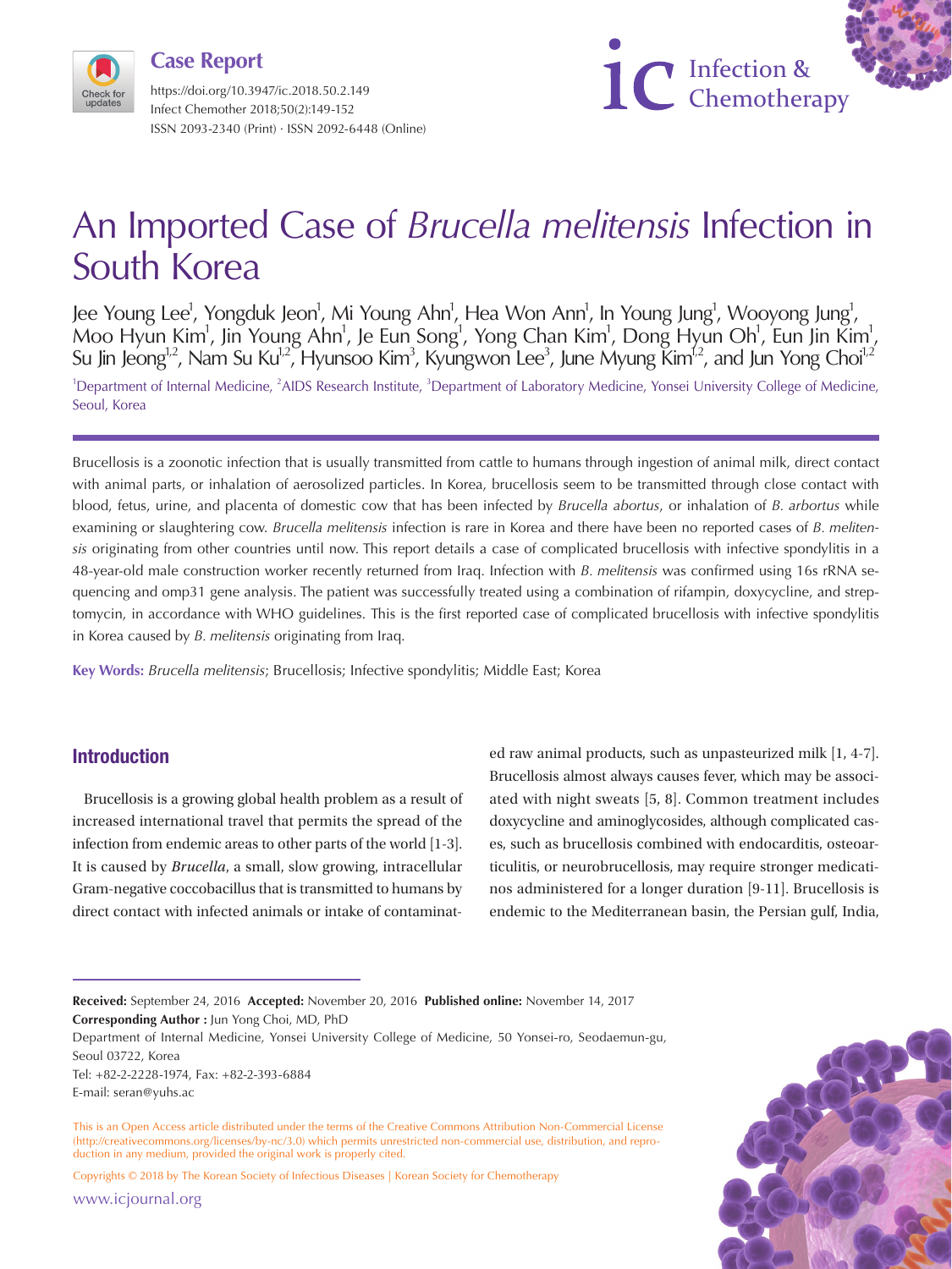Case Report

https://doi.org/10.3947/ic.2018.50.2.149
Infect Chemother 2018;50(2):149-152
ISSN 2093-2340 (Print) · ISSN 2092-6448 (Online)

# An Imported Case of *Brucella melitensis* Infection in South Korea

Jee Young Lee[1], Yongduk Jeon[1], Mi Young Ahn[1], Hea Won Ann[1], In Young Jung[1], Wooyong Jung[1], Moo Hyun Kim[1], Jin Young Ahn[1], Je Eun Song[1], Yong Chan Kim[1], Dong Hyun Oh[1], Eun Jin Kim[1], Su Jin Jeong[1,2], Nam Su Ku[1,2], Hyunsoo Kim[3], Kyungwon Lee[3], June Myung Kim[1,2], and Jun Yong Choi[1,2]

[1]Department of Internal Medicine, [2]AIDS Research Institute, [3]Department of Laboratory Medicine, Yonsei University College of Medicine, Seoul, Korea

Brucellosis is a zoonotic infection that is usually transmitted from cattle to humans through ingestion of animal milk, direct contact with animal parts, or inhalation of aerosolized particles. In Korea, brucellosis seem to be transmitted through close contact with blood, fetus, urine, and placenta of domestic cow that has been infected by *Brucella abortus*, or inhalation of *B. arbortus* while examining or slaughtering cow. *Brucella melitensis* infection is rare in Korea and there have been no reported cases of *B. melitensis* originating from other countries until now. This report details a case of complicated brucellosis with infective spondylitis in a 48-year-old male construction worker recently returned from Iraq. Infection with *B. melitensis* was confirmed using 16s rRNA sequencing and omp31 gene analysis. The patient was successfully treated using a combination of rifampin, doxycycline, and streptomycin, in accordance with WHO guidelines. This is the first reported case of complicated brucellosis with infective spondylitis in Korea caused by *B. melitensis* originating from Iraq.

**Key Words:** *Brucella melitensis*; Brucellosis; Infective spondylitis; Middle East; Korea

## Introduction

Brucellosis is a growing global health problem as a result of increased international travel that permits the spread of the infection from endemic areas to other parts of the world [1-3]. It is caused by *Brucella*, a small, slow growing, intracellular Gram-negative coccobacillus that is transmitted to humans by direct contact with infected animals or intake of contaminated raw animal products, such as unpasteurized milk [1, 4-7]. Brucellosis almost always causes fever, which may be associated with night sweats [5, 8]. Common treatment includes doxycycline and aminoglycosides, although complicated cases, such as brucellosis combined with endocarditis, osteoarticulitis, or neurobrucellosis, may require stronger medicatinos administered for a longer duration [9-11]. Brucellosis is endemic to the Mediterranean basin, the Persian gulf, India,

**Received:** September 24, 2016 **Accepted:** November 20, 2016 **Published online:** November 14, 2017
**Corresponding Author :** Jun Yong Choi, MD, PhD
Department of Internal Medicine, Yonsei University College of Medicine, 50 Yonsei-ro, Seodaemun-gu, Seoul 03722, Korea
Tel: +82-2-2228-1974, Fax: +82-2-393-6884
E-mail: seran@yuhs.ac

This is an Open Access article distributed under the terms of the Creative Commons Attribution Non-Commercial License (http://creativecommons.org/licenses/by-nc/3.0) which permits unrestricted non-commercial use, distribution, and reproduction in any medium, provided the original work is properly cited.

Copyrights © 2018 by The Korean Society of Infectious Diseases | Korean Society for Chemotherapy

www.icjournal.org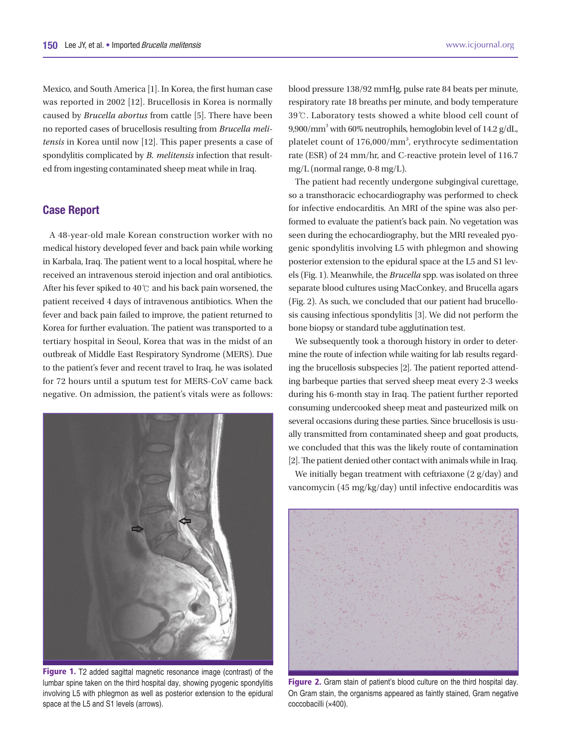Mexico, and South America [1]. In Korea, the first human case was reported in 2002 [12]. Brucellosis in Korea is normally caused by *Brucella abortus* from cattle [5]. There have been no reported cases of brucellosis resulting from *Brucella melitensis* in Korea until now [12]. This paper presents a case of spondylitis complicated by *B. melitensis* infection that resulted from ingesting contaminated sheep meat while in Iraq.

## Case Report

A 48-year-old male Korean construction worker with no medical history developed fever and back pain while working in Karbala, Iraq. The patient went to a local hospital, where he received an intravenous steroid injection and oral antibiotics. After his fever spiked to 40℃ and his back pain worsened, the patient received 4 days of intravenous antibiotics. When the fever and back pain failed to improve, the patient returned to Korea for further evaluation. The patient was transported to a tertiary hospital in Seoul, Korea that was in the midst of an outbreak of Middle East Respiratory Syndrome (MERS). Due to the patient's fever and recent travel to Iraq, he was isolated for 72 hours until a sputum test for MERS-CoV came back negative. On admission, the patient's vitals were as follows: blood pressure 138/92 mmHg, pulse rate 84 beats per minute, respiratory rate 18 breaths per minute, and body temperature 39℃. Laboratory tests showed a white blood cell count of 9,900/mm$^3$ with 60% neutrophils, hemoglobin level of 14.2 g/dL, platelet count of 176,000/mm$^3$, erythrocyte sedimentation rate (ESR) of 24 mm/hr, and C-reactive protein level of 116.7 mg/L (normal range, 0-8 mg/L).

The patient had recently undergone subgingival curettage, so a transthoracic echocardiography was performed to check for infective endocarditis. An MRI of the spine was also performed to evaluate the patient's back pain. No vegetation was seen during the echocardiography, but the MRI revealed pyogenic spondylitis involving L5 with phlegmon and showing posterior extension to the epidural space at the L5 and S1 levels (Fig. 1). Meanwhile, the *Brucella* spp. was isolated on three separate blood cultures using MacConkey, and Brucella agars (Fig. 2). As such, we concluded that our patient had brucellosis causing infectious spondylitis [3]. We did not perform the bone biopsy or standard tube agglutination test.

We subsequently took a thorough history in order to determine the route of infection while waiting for lab results regarding the brucellosis subspecies [2]. The patient reported attending barbeque parties that served sheep meat every 2-3 weeks during his 6-month stay in Iraq. The patient further reported consuming undercooked sheep meat and pasteurized milk on several occasions during these parties. Since brucellosis is usually transmitted from contaminated sheep and goat products, we concluded that this was the likely route of contamination [2]. The patient denied other contact with animals while in Iraq.

We initially began treatment with ceftriaxone (2 g/day) and vancomycin (45 mg/kg/day) until infective endocarditis was

**Figure 1.** T2 added sagittal magnetic resonance image (contrast) of the lumbar spine taken on the third hospital day, showing pyogenic spondylitis involving L5 with phlegmon as well as posterior extension to the epidural space at the L5 and S1 levels (arrows).

**Figure 2.** Gram stain of patient's blood culture on the third hospital day. On Gram stain, the organisms appeared as faintly stained, Gram negative coccobacilli (×400).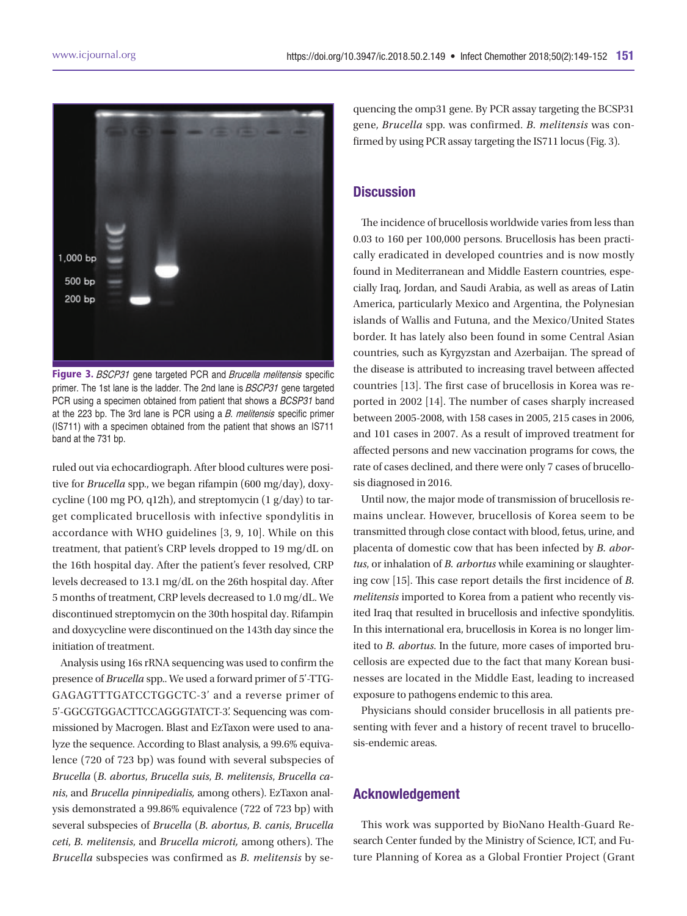**Figure 3.** *BSCP31* gene targeted PCR and *Brucella melitensis* specific primer. The 1st lane is the ladder. The 2nd lane is *BSCP31* gene targeted PCR using a specimen obtained from patient that shows a *BCSP31* band at the 223 bp. The 3rd lane is PCR using a *B. melitensis* specific primer (IS711) with a specimen obtained from the patient that shows an IS711 band at the 731 bp.

ruled out via echocardiograph. After blood cultures were positive for *Brucella* spp., we began rifampin (600 mg/day), doxycycline (100 mg PO, q12h), and streptomycin (1 g/day) to target complicated brucellosis with infective spondylitis in accordance with WHO guidelines [3, 9, 10]. While on this treatment, that patient's CRP levels dropped to 19 mg/dL on the 16th hospital day. After the patient's fever resolved, CRP levels decreased to 13.1 mg/dL on the 26th hospital day. After 5 months of treatment, CRP levels decreased to 1.0 mg/dL. We discontinued streptomycin on the 30th hospital day. Rifampin and doxycycline were discontinued on the 143th day since the initiation of treatment.

Analysis using 16s rRNA sequencing was used to confirm the presence of *Brucella* spp.. We used a forward primer of 5'-TTGGAGAGTTTGATCCTGGCTC-3' and a reverse primer of 5'-GGCGTGGACTTCCAGGGTATCT-3'. Sequencing was commissioned by Macrogen. Blast and EzTaxon were used to analyze the sequence. According to Blast analysis, a 99.6% equivalence (720 of 723 bp) was found with several subspecies of *Brucella* (*B. abortus*, *Brucella suis*, *B. melitensis*, *Brucella canis*, and *Brucella pinnipediali*s, among others). EzTaxon analysis demonstrated a 99.86% equivalence (722 of 723 bp) with several subspecies of *Brucella* (*B. abortus*, *B. canis*, *Brucella ceti*, *B. melitensis*, and *Brucella microti*, among others). The *Brucella* subspecies was confirmed as *B. melitensis* by sequencing the omp31 gene. By PCR assay targeting the BCSP31 gene, *Brucella* spp. was confirmed. *B. melitensis* was confirmed by using PCR assay targeting the IS711 locus (Fig. 3).

## Discussion

The incidence of brucellosis worldwide varies from less than 0.03 to 160 per 100,000 persons. Brucellosis has been practically eradicated in developed countries and is now mostly found in Mediterranean and Middle Eastern countries, especially Iraq, Jordan, and Saudi Arabia, as well as areas of Latin America, particularly Mexico and Argentina, the Polynesian islands of Wallis and Futuna, and the Mexico/United States border. It has lately also been found in some Central Asian countries, such as Kyrgyzstan and Azerbaijan. The spread of the disease is attributed to increasing travel between affected countries [13]. The first case of brucellosis in Korea was reported in 2002 [14]. The number of cases sharply increased between 2005-2008, with 158 cases in 2005, 215 cases in 2006, and 101 cases in 2007. As a result of improved treatment for affected persons and new vaccination programs for cows, the rate of cases declined, and there were only 7 cases of brucellosis diagnosed in 2016.

Until now, the major mode of transmission of brucellosis remains unclear. However, brucellosis of Korea seem to be transmitted through close contact with blood, fetus, urine, and placenta of domestic cow that has been infected by *B. abortus*, or inhalation of *B. arbortus* while examining or slaughtering cow [15]. This case report details the first incidence of *B. melitensis* imported to Korea from a patient who recently visited Iraq that resulted in brucellosis and infective spondylitis. In this international era, brucellosis in Korea is no longer limited to *B. abortus*. In the future, more cases of imported brucellosis are expected due to the fact that many Korean businesses are located in the Middle East, leading to increased exposure to pathogens endemic to this area.

Physicians should consider brucellosis in all patients presenting with fever and a history of recent travel to brucellosis-endemic areas.

## Acknowledgement

This work was supported by BioNano Health-Guard Research Center funded by the Ministry of Science, ICT, and Future Planning of Korea as a Global Frontier Project (Grant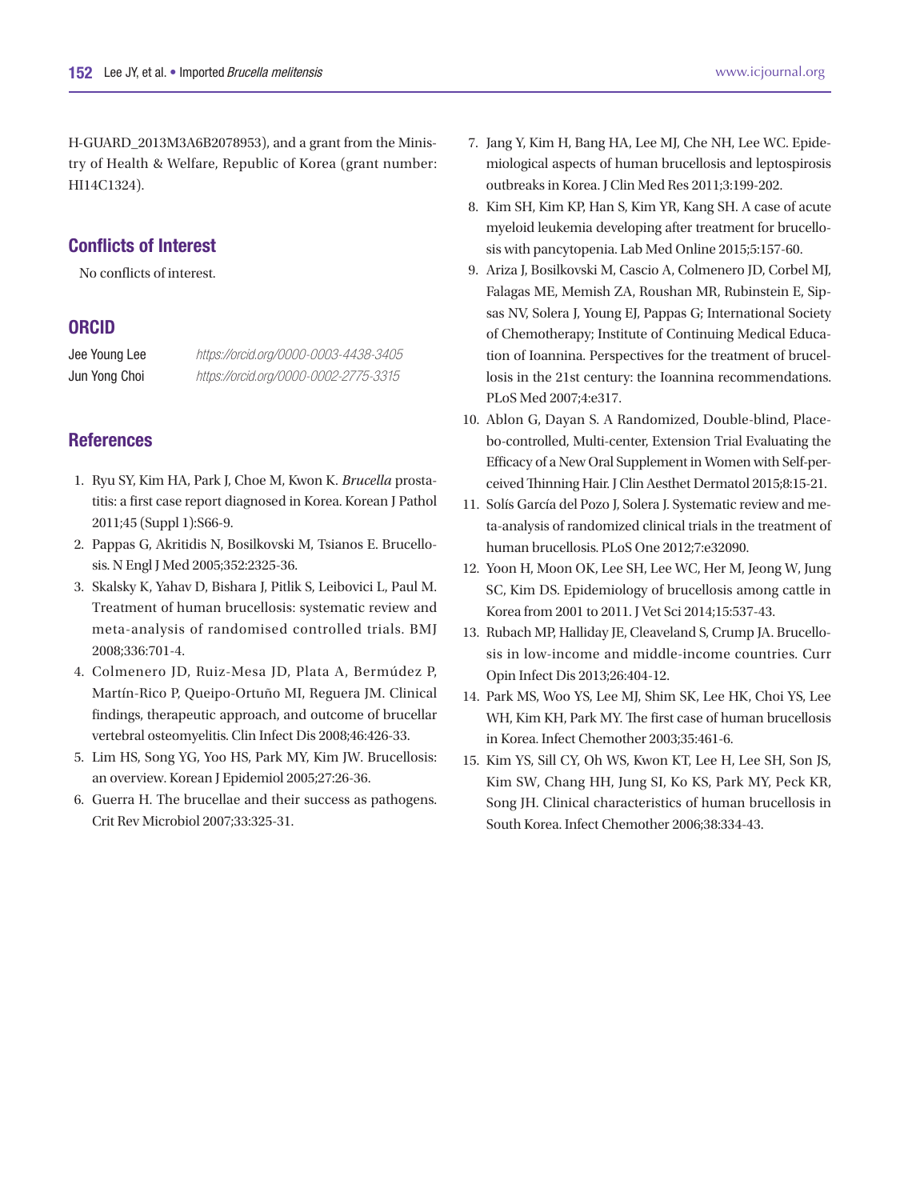H-GUARD_2013M3A6B2078953), and a grant from the Ministry of Health & Welfare, Republic of Korea (grant number: HI14C1324).

## Conflicts of Interest

No conflicts of interest.

## ORCID

| | |
|---|---|
| Jee Young Lee | *https://orcid.org/0000-0003-4438-3405* |
| Jun Yong Choi | *https://orcid.org/0000-0002-2775-3315* |

## References

1. Ryu SY, Kim HA, Park J, Choe M, Kwon K. *Brucella* prostatitis: a first case report diagnosed in Korea. Korean J Pathol 2011;45 (Suppl 1):S66-9.
2. Pappas G, Akritidis N, Bosilkovski M, Tsianos E. Brucellosis. N Engl J Med 2005;352:2325-36.
3. Skalsky K, Yahav D, Bishara J, Pitlik S, Leibovici L, Paul M. Treatment of human brucellosis: systematic review and meta-analysis of randomised controlled trials. BMJ 2008;336:701-4.
4. Colmenero JD, Ruiz-Mesa JD, Plata A, Bermúdez P, Martín-Rico P, Queipo-Ortuño MI, Reguera JM. Clinical findings, therapeutic approach, and outcome of brucellar vertebral osteomyelitis. Clin Infect Dis 2008;46:426-33.
5. Lim HS, Song YG, Yoo HS, Park MY, Kim JW. Brucellosis: an overview. Korean J Epidemiol 2005;27:26-36.
6. Guerra H. The brucellae and their success as pathogens. Crit Rev Microbiol 2007;33:325-31.
7. Jang Y, Kim H, Bang HA, Lee MJ, Che NH, Lee WC. Epidemiological aspects of human brucellosis and leptospirosis outbreaks in Korea. J Clin Med Res 2011;3:199-202.
8. Kim SH, Kim KP, Han S, Kim YR, Kang SH. A case of acute myeloid leukemia developing after treatment for brucellosis with pancytopenia. Lab Med Online 2015;5:157-60.
9. Ariza J, Bosilkovski M, Cascio A, Colmenero JD, Corbel MJ, Falagas ME, Memish ZA, Roushan MR, Rubinstein E, Sipsas NV, Solera J, Young EJ, Pappas G; International Society of Chemotherapy; Institute of Continuing Medical Education of Ioannina. Perspectives for the treatment of brucellosis in the 21st century: the Ioannina recommendations. PLoS Med 2007;4:e317.
10. Ablon G, Dayan S. A Randomized, Double-blind, Placebo-controlled, Multi-center, Extension Trial Evaluating the Efficacy of a New Oral Supplement in Women with Self-perceived Thinning Hair. J Clin Aesthet Dermatol 2015;8:15-21.
11. Solís García del Pozo J, Solera J. Systematic review and meta-analysis of randomized clinical trials in the treatment of human brucellosis. PLoS One 2012;7:e32090.
12. Yoon H, Moon OK, Lee SH, Lee WC, Her M, Jeong W, Jung SC, Kim DS. Epidemiology of brucellosis among cattle in Korea from 2001 to 2011. J Vet Sci 2014;15:537-43.
13. Rubach MP, Halliday JE, Cleaveland S, Crump JA. Brucellosis in low-income and middle-income countries. Curr Opin Infect Dis 2013;26:404-12.
14. Park MS, Woo YS, Lee MJ, Shim SK, Lee HK, Choi YS, Lee WH, Kim KH, Park MY. The first case of human brucellosis in Korea. Infect Chemother 2003;35:461-6.
15. Kim YS, Sill CY, Oh WS, Kwon KT, Lee H, Lee SH, Son JS, Kim SW, Chang HH, Jung SI, Ko KS, Park MY, Peck KR, Song JH. Clinical characteristics of human brucellosis in South Korea. Infect Chemother 2006;38:334-43.